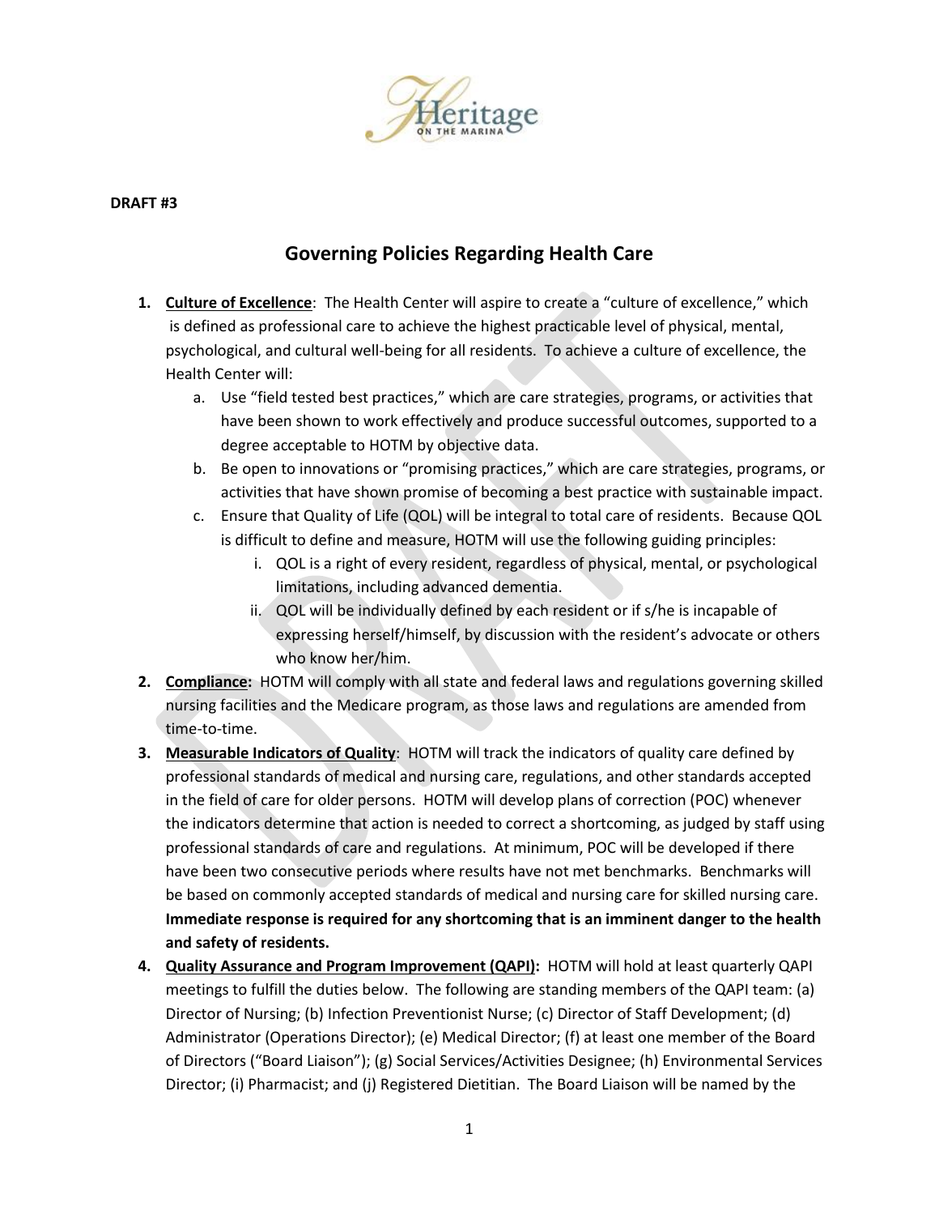**DRAFT #3**

# Governing Policies Regarding Health Care

1. **Culture of Excellence**: The Health Center will aspire to create a "culture of excellence," which is defined as professional care to achieve the highest practicable level of physical, mental, psychological, and cultural well-being for all residents. To achieve a culture of excellence, the Health Center will:
   a. Use "field tested best practices," which are care strategies, programs, or activities that have been shown to work effectively and produce successful outcomes, supported to a degree acceptable to HOTM by objective data.
   b. Be open to innovations or "promising practices," which are care strategies, programs, or activities that have shown promise of becoming a best practice with sustainable impact.
   c. Ensure that Quality of Life (QOL) will be integral to total care of residents. Because QOL is difficult to define and measure, HOTM will use the following guiding principles:
      i. QOL is a right of every resident, regardless of physical, mental, or psychological limitations, including advanced dementia.
      ii. QOL will be individually defined by each resident or if s/he is incapable of expressing herself/himself, by discussion with the resident's advocate or others who know her/him.
2. **Compliance:** HOTM will comply with all state and federal laws and regulations governing skilled nursing facilities and the Medicare program, as those laws and regulations are amended from time-to-time.
3. **Measurable Indicators of Quality**: HOTM will track the indicators of quality care defined by professional standards of medical and nursing care, regulations, and other standards accepted in the field of care for older persons. HOTM will develop plans of correction (POC) whenever the indicators determine that action is needed to correct a shortcoming, as judged by staff using professional standards of care and regulations. At minimum, POC will be developed if there have been two consecutive periods where results have not met benchmarks. Benchmarks will be based on commonly accepted standards of medical and nursing care for skilled nursing care. **Immediate response is required for any shortcoming that is an imminent danger to the health and safety of residents.**
4. **Quality Assurance and Program Improvement (QAPI):** HOTM will hold at least quarterly QAPI meetings to fulfill the duties below. The following are standing members of the QAPI team: (a) Director of Nursing; (b) Infection Preventionist Nurse; (c) Director of Staff Development; (d) Administrator (Operations Director); (e) Medical Director; (f) at least one member of the Board of Directors ("Board Liaison"); (g) Social Services/Activities Designee; (h) Environmental Services Director; (i) Pharmacist; and (j) Registered Dietitian. The Board Liaison will be named by the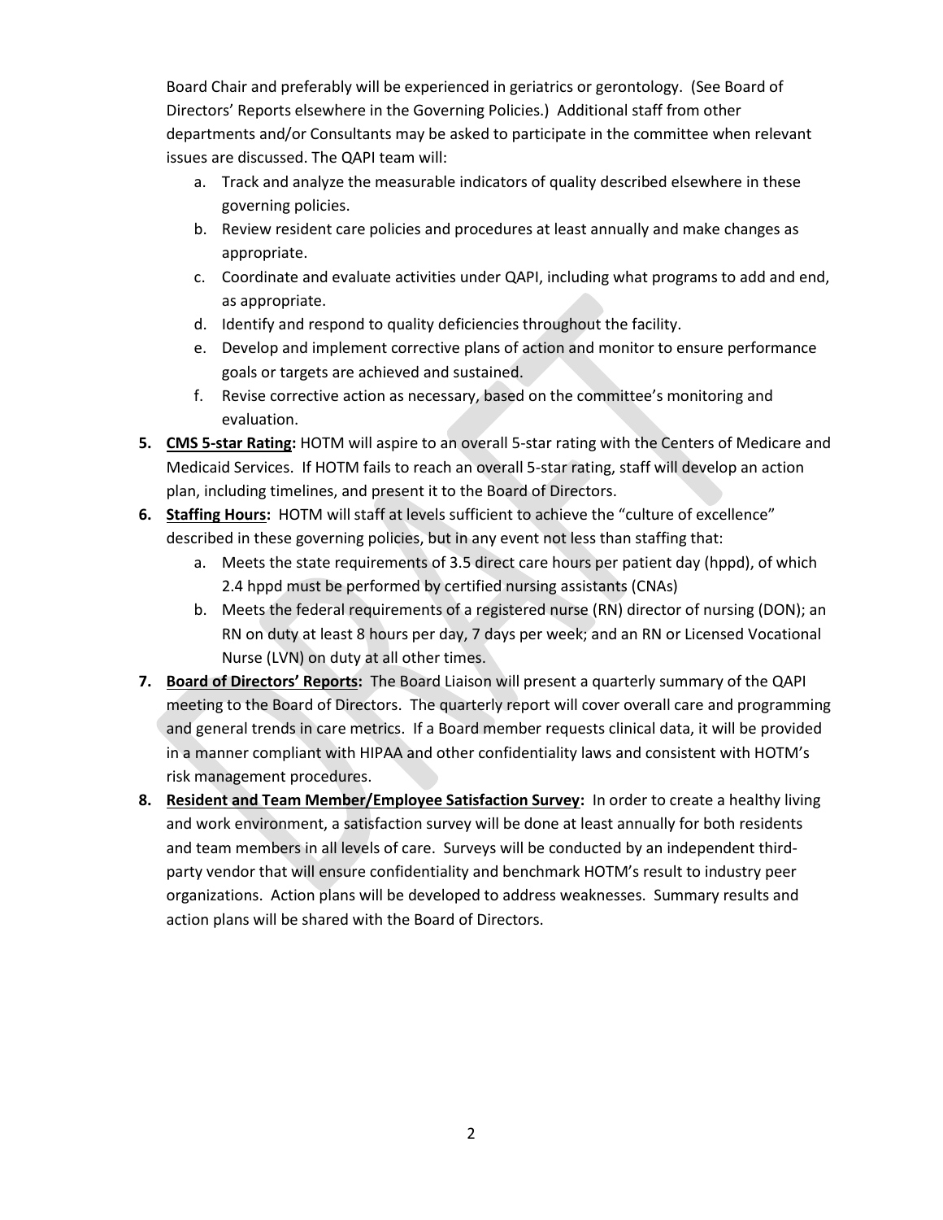Board Chair and preferably will be experienced in geriatrics or gerontology. (See Board of Directors' Reports elsewhere in the Governing Policies.) Additional staff from other departments and/or Consultants may be asked to participate in the committee when relevant issues are discussed. The QAPI team will:

   a. Track and analyze the measurable indicators of quality described elsewhere in these governing policies.
   b. Review resident care policies and procedures at least annually and make changes as appropriate.
   c. Coordinate and evaluate activities under QAPI, including what programs to add and end, as appropriate.
   d. Identify and respond to quality deficiencies throughout the facility.
   e. Develop and implement corrective plans of action and monitor to ensure performance goals or targets are achieved and sustained.
   f. Revise corrective action as necessary, based on the committee's monitoring and evaluation.

5. **CMS 5-star Rating:** HOTM will aspire to an overall 5-star rating with the Centers of Medicare and Medicaid Services. If HOTM fails to reach an overall 5-star rating, staff will develop an action plan, including timelines, and present it to the Board of Directors.
6. **Staffing Hours:** HOTM will staff at levels sufficient to achieve the "culture of excellence" described in these governing policies, but in any event not less than staffing that:
   a. Meets the state requirements of 3.5 direct care hours per patient day (hppd), of which 2.4 hppd must be performed by certified nursing assistants (CNAs)
   b. Meets the federal requirements of a registered nurse (RN) director of nursing (DON); an RN on duty at least 8 hours per day, 7 days per week; and an RN or Licensed Vocational Nurse (LVN) on duty at all other times.
7. **Board of Directors' Reports:** The Board Liaison will present a quarterly summary of the QAPI meeting to the Board of Directors. The quarterly report will cover overall care and programming and general trends in care metrics. If a Board member requests clinical data, it will be provided in a manner compliant with HIPAA and other confidentiality laws and consistent with HOTM's risk management procedures.
8. **Resident and Team Member/Employee Satisfaction Survey:** In order to create a healthy living and work environment, a satisfaction survey will be done at least annually for both residents and team members in all levels of care. Surveys will be conducted by an independent third-party vendor that will ensure confidentiality and benchmark HOTM's result to industry peer organizations. Action plans will be developed to address weaknesses. Summary results and action plans will be shared with the Board of Directors.